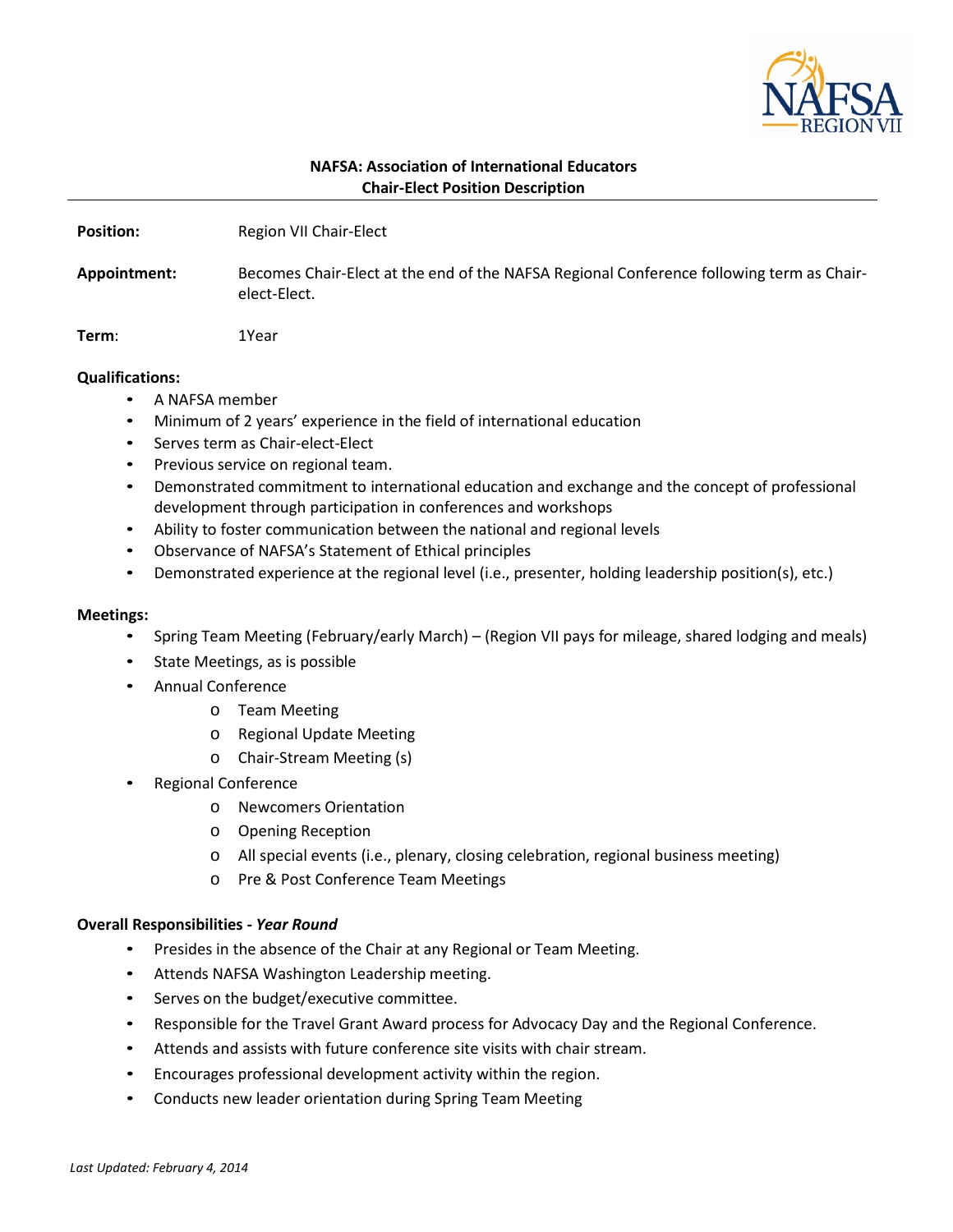**NAFSA: Association of International Educators**
**Chair-Elect Position Description**

---

**Position:** Region VII Chair-Elect

**Appointment:** Becomes Chair-Elect at the end of the NAFSA Regional Conference following term as Chair-elect-Elect.

**Term:** 1Year

**Qualifications:**

- A NAFSA member
- Minimum of 2 years' experience in the field of international education
- Serves term as Chair-elect-Elect
- Previous service on regional team.
- Demonstrated commitment to international education and exchange and the concept of professional development through participation in conferences and workshops
- Ability to foster communication between the national and regional levels
- Observance of NAFSA's Statement of Ethical principles
- Demonstrated experience at the regional level (i.e., presenter, holding leadership position(s), etc.)

**Meetings:**

- Spring Team Meeting (February/early March) – (Region VII pays for mileage, shared lodging and meals)
- State Meetings, as is possible
- Annual Conference
  - Team Meeting
  - Regional Update Meeting
  - Chair-Stream Meeting (s)
- Regional Conference
  - Newcomers Orientation
  - Opening Reception
  - All special events (i.e., plenary, closing celebration, regional business meeting)
  - Pre & Post Conference Team Meetings

**Overall Responsibilities - *Year Round***

- Presides in the absence of the Chair at any Regional or Team Meeting.
- Attends NAFSA Washington Leadership meeting.
- Serves on the budget/executive committee.
- Responsible for the Travel Grant Award process for Advocacy Day and the Regional Conference.
- Attends and assists with future conference site visits with chair stream.
- Encourages professional development activity within the region.
- Conducts new leader orientation during Spring Team Meeting

*Last Updated: February 4, 2014*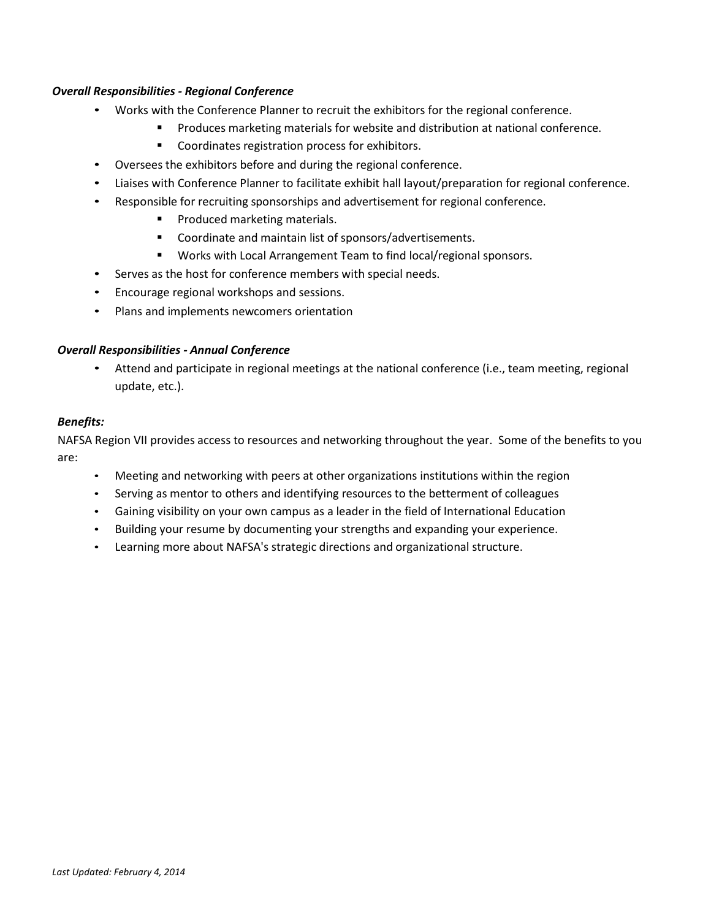***Overall Responsibilities - Regional Conference***

- Works with the Conference Planner to recruit the exhibitors for the regional conference.
  - Produces marketing materials for website and distribution at national conference.
  - Coordinates registration process for exhibitors.
- Oversees the exhibitors before and during the regional conference.
- Liaises with Conference Planner to facilitate exhibit hall layout/preparation for regional conference.
- Responsible for recruiting sponsorships and advertisement for regional conference.
  - Produced marketing materials.
  - Coordinate and maintain list of sponsors/advertisements.
  - Works with Local Arrangement Team to find local/regional sponsors.
- Serves as the host for conference members with special needs.
- Encourage regional workshops and sessions.
- Plans and implements newcomers orientation

***Overall Responsibilities - Annual Conference***

- Attend and participate in regional meetings at the national conference (i.e., team meeting, regional update, etc.).

***Benefits:***

NAFSA Region VII provides access to resources and networking throughout the year. Some of the benefits to you are:

- Meeting and networking with peers at other organizations institutions within the region
- Serving as mentor to others and identifying resources to the betterment of colleagues
- Gaining visibility on your own campus as a leader in the field of International Education
- Building your resume by documenting your strengths and expanding your experience.
- Learning more about NAFSA's strategic directions and organizational structure.

*Last Updated: February 4, 2014*